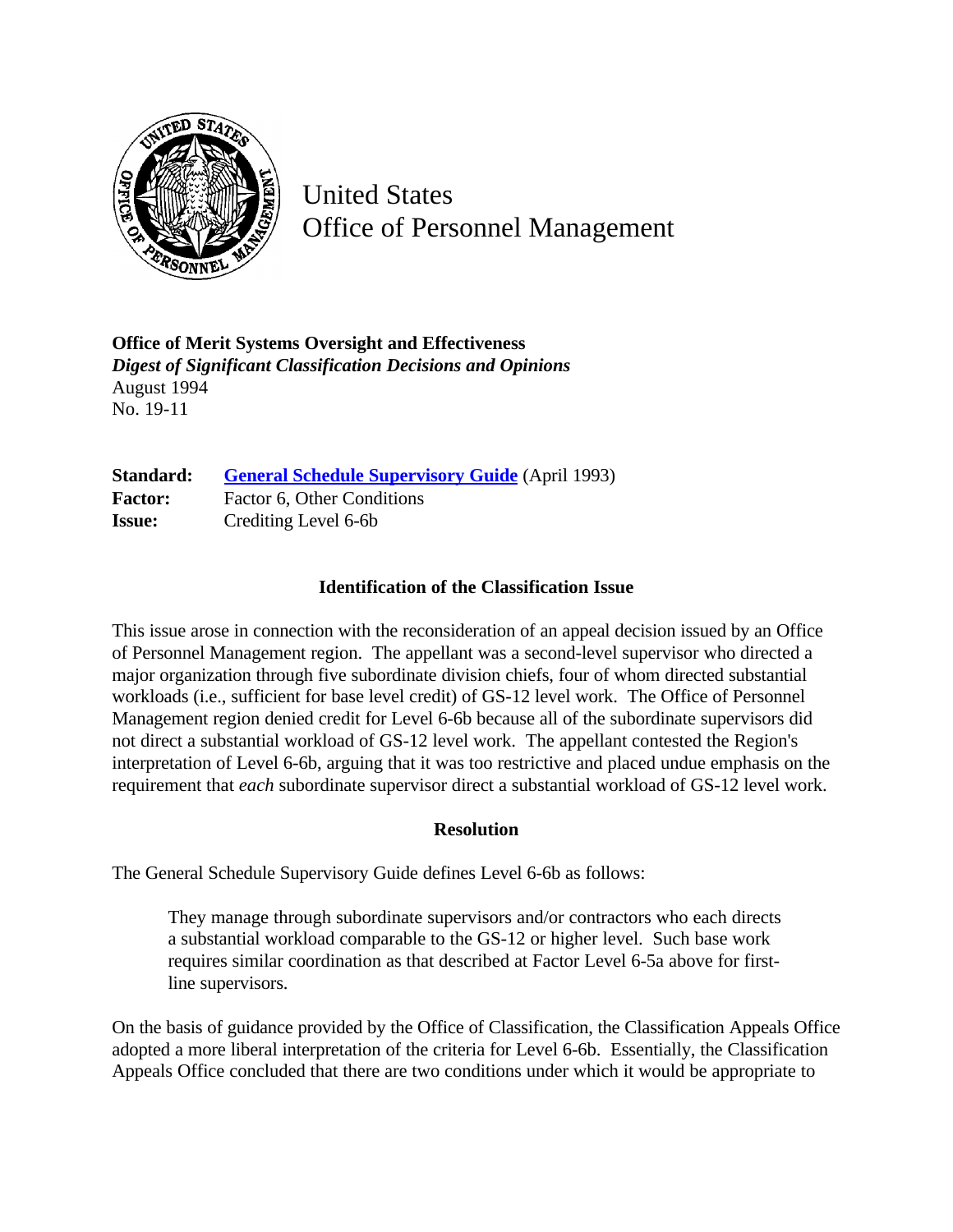United States
Office of Personnel Management

**Office of Merit Systems Oversight and Effectiveness**
***Digest of Significant Classification Decisions and Opinions***
August 1994
No. 19-11

**Standard:** **General Schedule Supervisory Guide** (April 1993)
**Factor:** Factor 6, Other Conditions
**Issue:** Crediting Level 6-6b

### Identification of the Classification Issue

This issue arose in connection with the reconsideration of an appeal decision issued by an Office of Personnel Management region. The appellant was a second-level supervisor who directed a major organization through five subordinate division chiefs, four of whom directed substantial workloads (i.e., sufficient for base level credit) of GS-12 level work. The Office of Personnel Management region denied credit for Level 6-6b because all of the subordinate supervisors did not direct a substantial workload of GS-12 level work. The appellant contested the Region's interpretation of Level 6-6b, arguing that it was too restrictive and placed undue emphasis on the requirement that *each* subordinate supervisor direct a substantial workload of GS-12 level work.

### Resolution

The General Schedule Supervisory Guide defines Level 6-6b as follows:

> They manage through subordinate supervisors and/or contractors who each directs a substantial workload comparable to the GS-12 or higher level. Such base work requires similar coordination as that described at Factor Level 6-5a above for first-line supervisors.

On the basis of guidance provided by the Office of Classification, the Classification Appeals Office adopted a more liberal interpretation of the criteria for Level 6-6b. Essentially, the Classification Appeals Office concluded that there are two conditions under which it would be appropriate to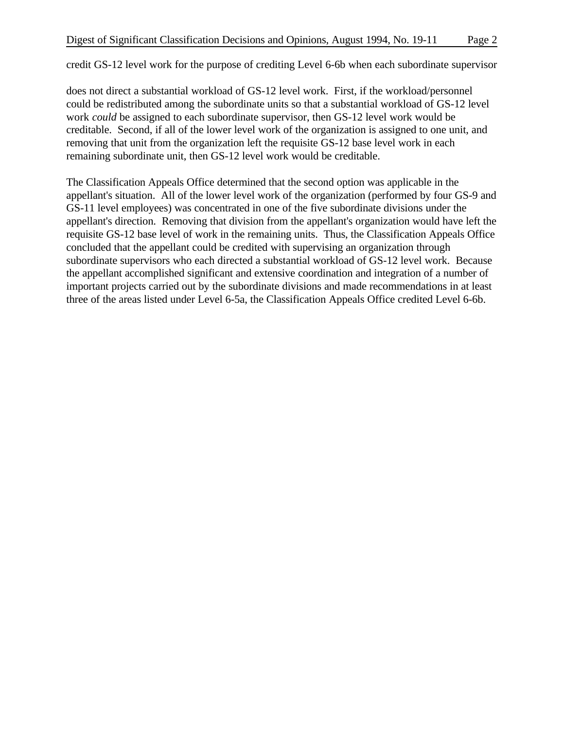credit GS-12 level work for the purpose of crediting Level 6-6b when each subordinate supervisor

does not direct a substantial workload of GS-12 level work. First, if the workload/personnel could be redistributed among the subordinate units so that a substantial workload of GS-12 level work *could* be assigned to each subordinate supervisor, then GS-12 level work would be creditable. Second, if all of the lower level work of the organization is assigned to one unit, and removing that unit from the organization left the requisite GS-12 base level work in each remaining subordinate unit, then GS-12 level work would be creditable.

The Classification Appeals Office determined that the second option was applicable in the appellant's situation. All of the lower level work of the organization (performed by four GS-9 and GS-11 level employees) was concentrated in one of the five subordinate divisions under the appellant's direction. Removing that division from the appellant's organization would have left the requisite GS-12 base level of work in the remaining units. Thus, the Classification Appeals Office concluded that the appellant could be credited with supervising an organization through subordinate supervisors who each directed a substantial workload of GS-12 level work. Because the appellant accomplished significant and extensive coordination and integration of a number of important projects carried out by the subordinate divisions and made recommendations in at least three of the areas listed under Level 6-5a, the Classification Appeals Office credited Level 6-6b.